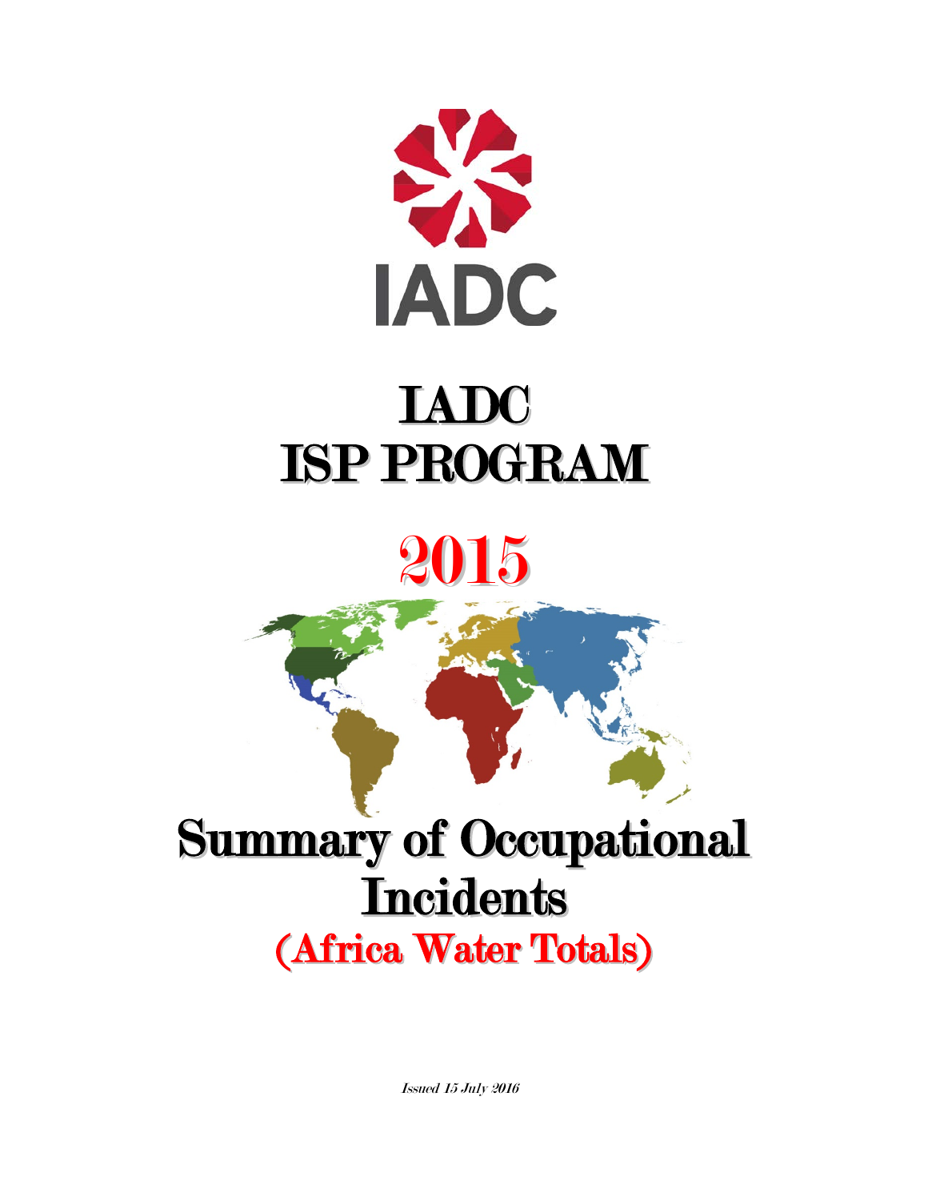IADC

# IADC ISP PROGRAM

# 2015

# Summary of Occupational Incidents

## (Africa Water Totals)

*Issued 15 July 2016*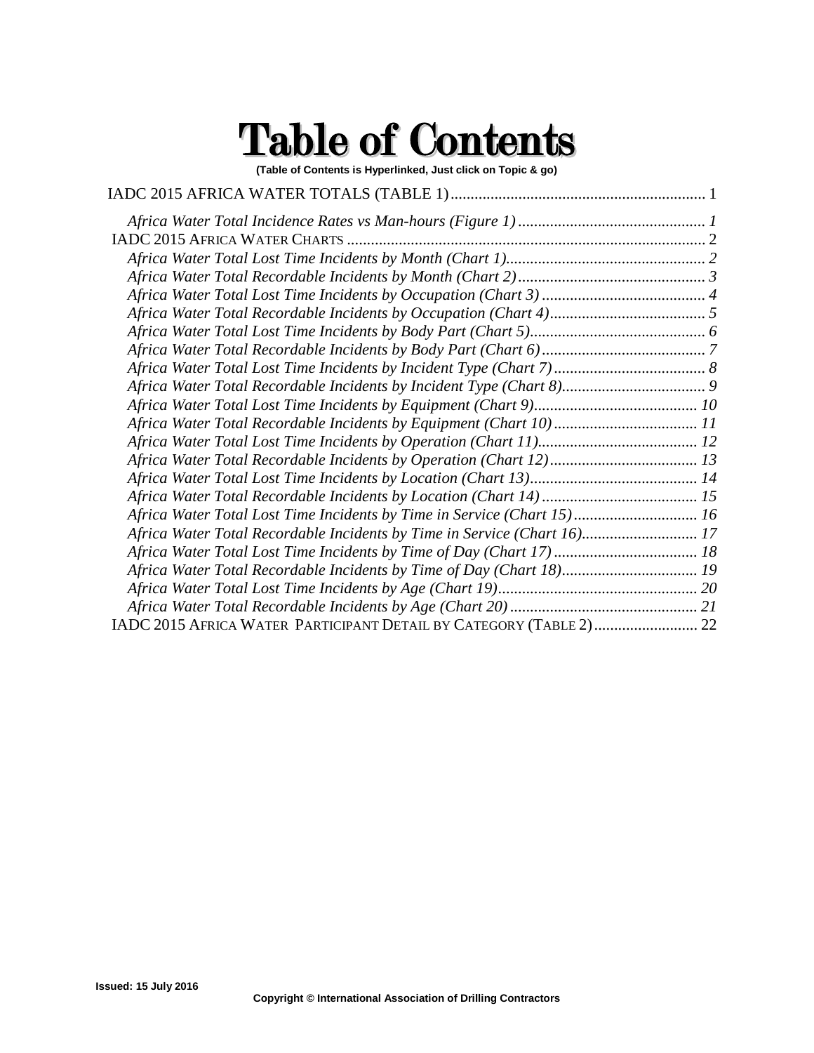# Table of Contents

**(Table of Contents is Hyperlinked, Just click on Topic & go)**

IADC 2015 AFRICA WATER TOTALS (TABLE 1) ............................................................... 1

*Africa Water Total Incidence Rates vs Man-hours (Figure 1) ............................................... 1*

IADC 2015 AFRICA WATER CHARTS ......................................................................................... 2

*Africa Water Total Lost Time Incidents by Month (Chart 1)................................................. 2*

*Africa Water Total Recordable Incidents by Month (Chart 2).............................................. 3*

*Africa Water Total Lost Time Incidents by Occupation (Chart 3) ......................................... 4*

*Africa Water Total Recordable Incidents by Occupation (Chart 4)....................................... 5*

*Africa Water Total Lost Time Incidents by Body Part (Chart 5)............................................ 6*

*Africa Water Total Recordable Incidents by Body Part (Chart 6).......................................... 7*

*Africa Water Total Lost Time Incidents by Incident Type (Chart 7)...................................... 8*

*Africa Water Total Recordable Incidents by Incident Type (Chart 8).................................... 9*

*Africa Water Total Lost Time Incidents by Equipment (Chart 9)......................................... 10*

*Africa Water Total Recordable Incidents by Equipment (Chart 10).................................... 11*

*Africa Water Total Lost Time Incidents by Operation (Chart 11)........................................ 12*

*Africa Water Total Recordable Incidents by Operation (Chart 12)..................................... 13*

*Africa Water Total Lost Time Incidents by Location (Chart 13).......................................... 14*

*Africa Water Total Recordable Incidents by Location (Chart 14)....................................... 15*

*Africa Water Total Lost Time Incidents by Time in Service (Chart 15)............................... 16*

*Africa Water Total Recordable Incidents by Time in Service (Chart 16)............................ 17*

*Africa Water Total Lost Time Incidents by Time of Day (Chart 17).................................... 18*

*Africa Water Total Recordable Incidents by Time of Day (Chart 18).................................. 19*

*Africa Water Total Lost Time Incidents by Age (Chart 19).................................................. 20*

*Africa Water Total Recordable Incidents by Age (Chart 20)............................................... 21*

IADC 2015 AFRICA WATER PARTICIPANT DETAIL BY CATEGORY (TABLE 2).......................... 22

Issued: 15 July 2016

Copyright © International Association of Drilling Contractors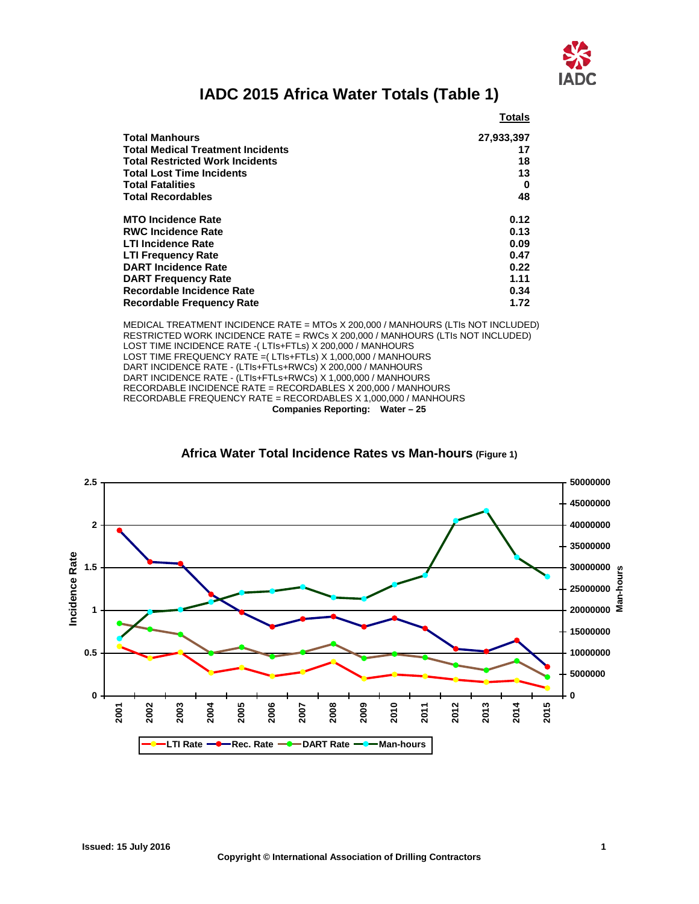# IADC 2015 Africa Water Totals (Table 1)

| | Totals |
|---|---|
| **Total Manhours** | **27,933,397** |
| **Total Medical Treatment Incidents** | **17** |
| **Total Restricted Work Incidents** | **18** |
| **Total Lost Time Incidents** | **13** |
| **Total Fatalities** | **0** |
| **Total Recordables** | **48** |
| | |
| **MTO Incidence Rate** | **0.12** |
| **RWC Incidence Rate** | **0.13** |
| **LTI Incidence Rate** | **0.09** |
| **LTI Frequency Rate** | **0.47** |
| **DART Incidence Rate** | **0.22** |
| **DART Frequency Rate** | **1.11** |
| **Recordable Incidence Rate** | **0.34** |
| **Recordable Frequency Rate** | **1.72** |

MEDICAL TREATMENT INCIDENCE RATE = MTOs X 200,000 / MANHOURS (LTIs NOT INCLUDED)
RESTRICTED WORK INCIDENCE RATE = RWCs X 200,000 / MANHOURS (LTIs NOT INCLUDED)
LOST TIME INCIDENCE RATE -( LTIs+FTLs) X 200,000 / MANHOURS
LOST TIME FREQUENCY RATE =( LTIs+FTLs) X 1,000,000 / MANHOURS
DART INCIDENCE RATE - (LTIs+FTLs+RWCs) X 200,000 / MANHOURS
DART INCIDENCE RATE - (LTIs+FTLs+RWCs) X 1,000,000 / MANHOURS
RECORDABLE INCIDENCE RATE = RECORDABLES X 200,000 / MANHOURS
RECORDABLE FREQUENCY RATE = RECORDABLES X 1,000,000 / MANHOURS

**Companies Reporting: Water – 25**

**Africa Water Total Incidence Rates vs Man-hours (Figure 1)**

**Issued: 15 July 2016**

**Copyright © International Association of Drilling Contractors**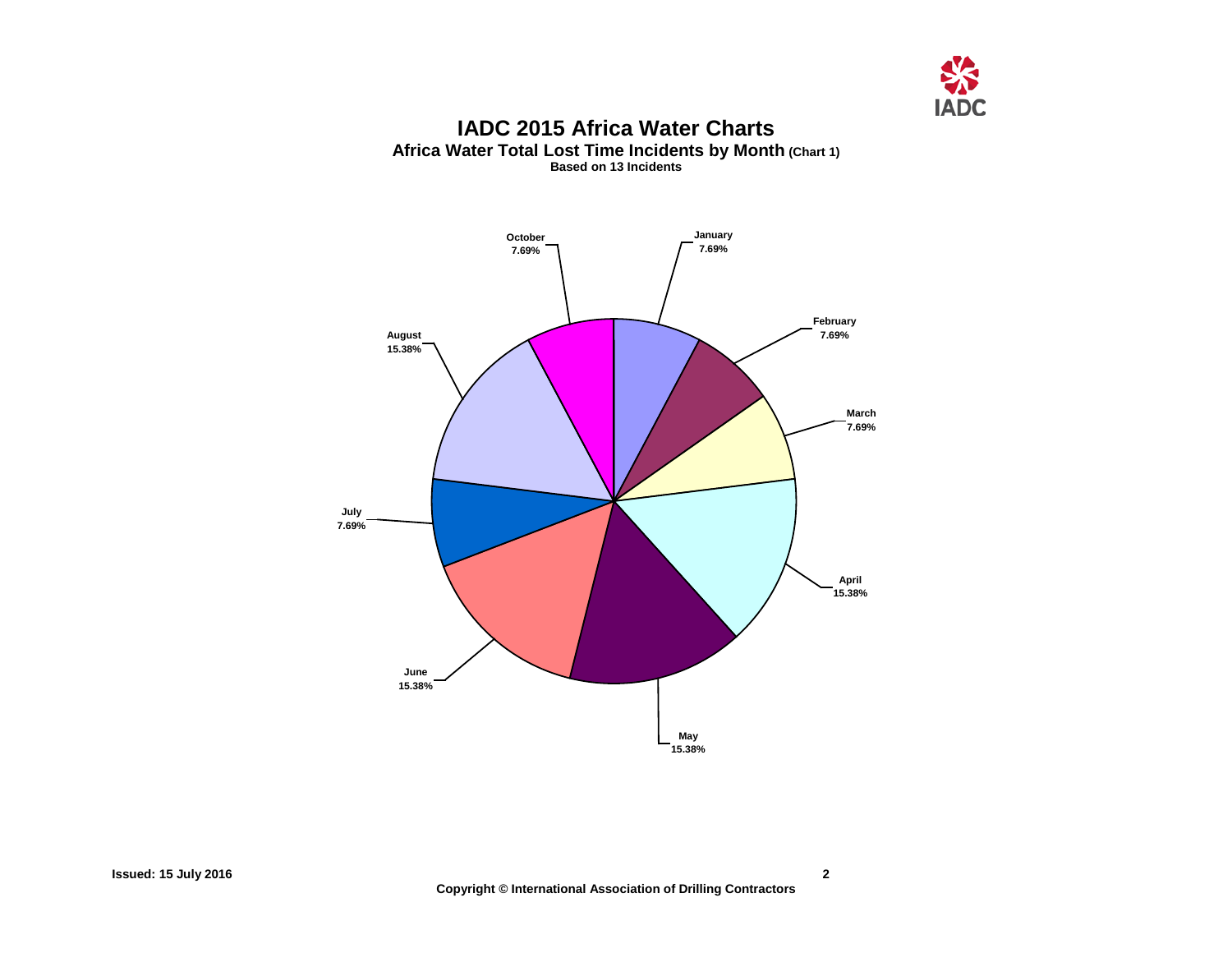# IADC 2015 Africa Water Charts

## Africa Water Total Lost Time Incidents by Month (Chart 1)

**Based on 13 Incidents**

| Month | Percentage |
| --- | --- |
| January | 7.69% |
| February | 7.69% |
| March | 7.69% |
| April | 15.38% |
| May | 15.38% |
| June | 15.38% |
| July | 7.69% |
| August | 15.38% |
| October | 7.69% |

**Issued: 15 July 2016**

**Copyright © International Association of Drilling Contractors**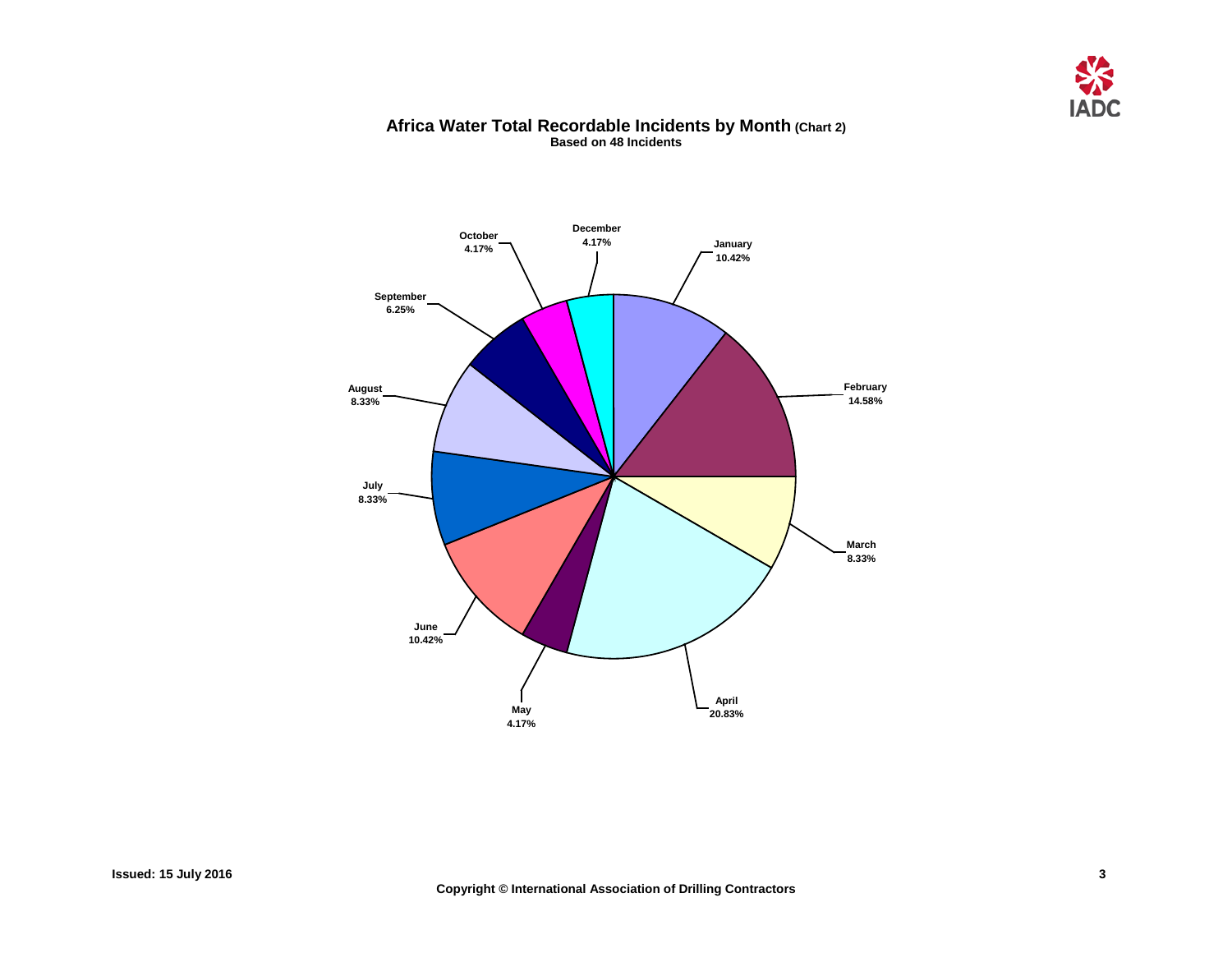## Africa Water Total Recordable Incidents by Month (Chart 2)

**Based on 48 Incidents**

| Month | Percentage |
|---|---|
| January | 10.42% |
| February | 14.58% |
| March | 8.33% |
| April | 20.83% |
| May | 4.17% |
| June | 10.42% |
| July | 8.33% |
| August | 8.33% |
| September | 6.25% |
| October | 4.17% |
| December | 4.17% |

**Issued: 15 July 2016**

**Copyright © International Association of Drilling Contractors**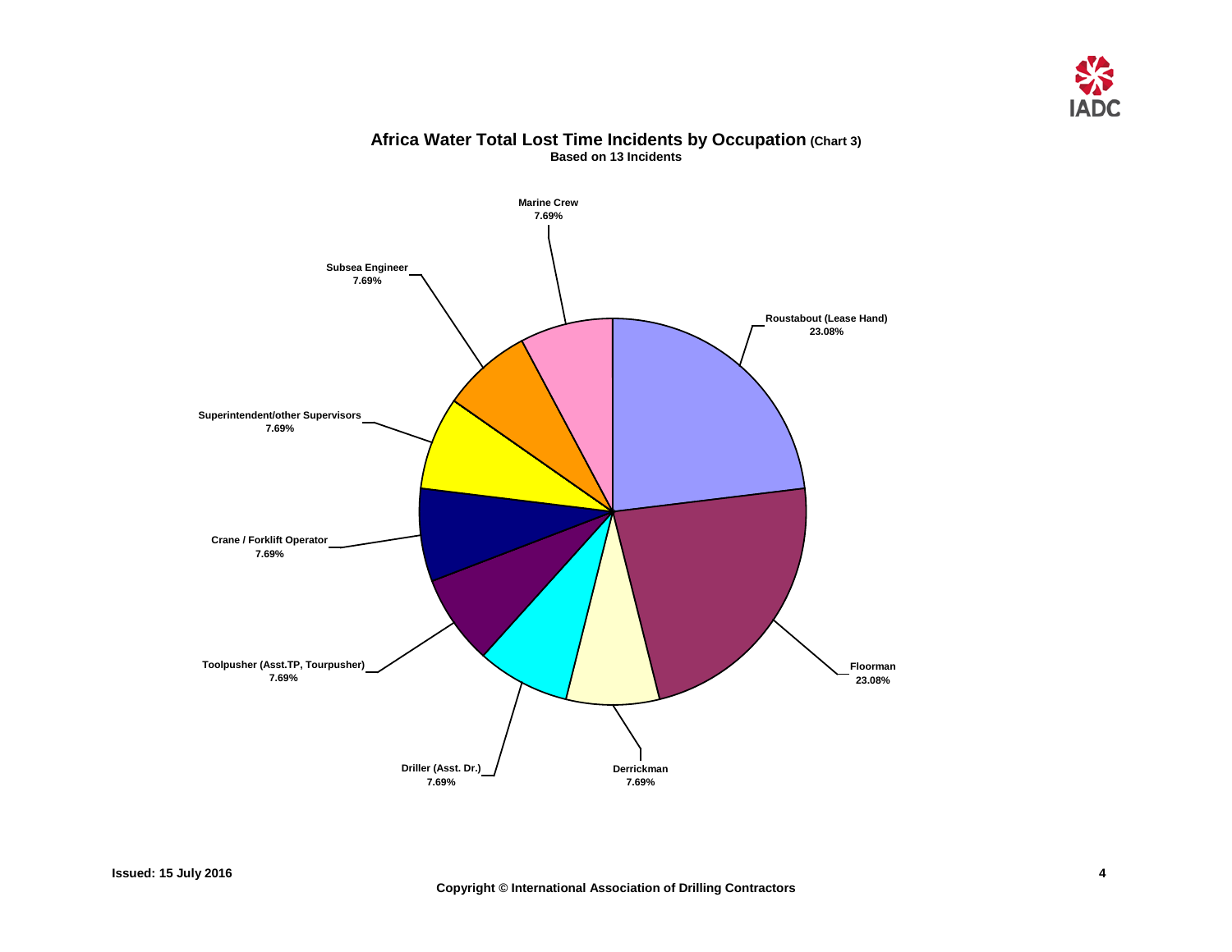## Africa Water Total Lost Time Incidents by Occupation (Chart 3)

**Based on 13 Incidents**

| Occupation | Percentage |
| --- | --- |
| Roustabout (Lease Hand) | 23.08% |
| Floorman | 23.08% |
| Derrickman | 7.69% |
| Driller (Asst. Dr.) | 7.69% |
| Toolpusher (Asst.TP, Tourpusher) | 7.69% |
| Crane / Forklift Operator | 7.69% |
| Superintendent/other Supervisors | 7.69% |
| Subsea Engineer | 7.69% |
| Marine Crew | 7.69% |

Issued: 15 July 2016

Copyright © International Association of Drilling Contractors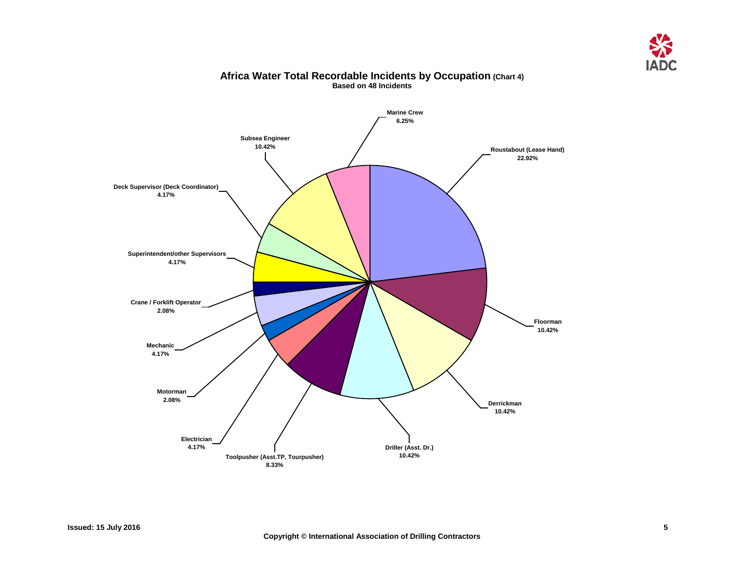## Africa Water Total Recordable Incidents by Occupation (Chart 4)

**Based on 48 Incidents**

| Occupation | Percentage |
| --- | --- |
| Roustabout (Lease Hand) | 22.92% |
| Floorman | 10.42% |
| Derrickman | 10.42% |
| Driller (Asst. Dr.) | 10.42% |
| Toolpusher (Asst.TP, Tourpusher) | 8.33% |
| Electrician | 4.17% |
| Motorman | 2.08% |
| Mechanic | 4.17% |
| Crane / Forklift Operator | 2.08% |
| Superintendent/other Supervisors | 4.17% |
| Deck Supervisor (Deck Coordinator) | 4.17% |
| Subsea Engineer | 10.42% |
| Marine Crew | 6.25% |

Issued: 15 July 2016

Copyright © International Association of Drilling Contractors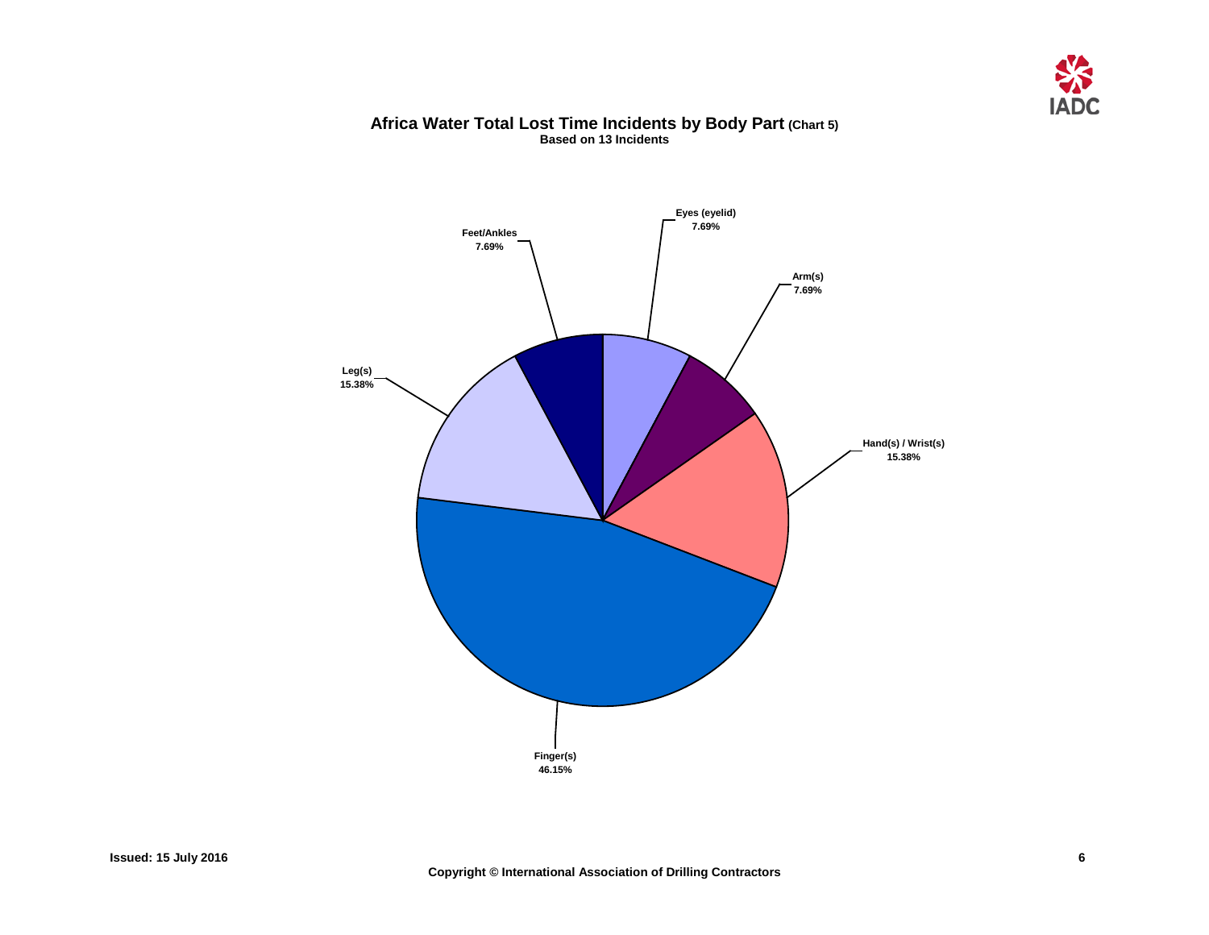## Africa Water Total Lost Time Incidents by Body Part (Chart 5)

**Based on 13 Incidents**

Eyes (eyelid)
7.69%

Arm(s)
7.69%

Hand(s) / Wrist(s)
15.38%

Finger(s)
46.15%

Leg(s)
15.38%

Feet/Ankles
7.69%

**Issued: 15 July 2016**

**Copyright © International Association of Drilling Contractors**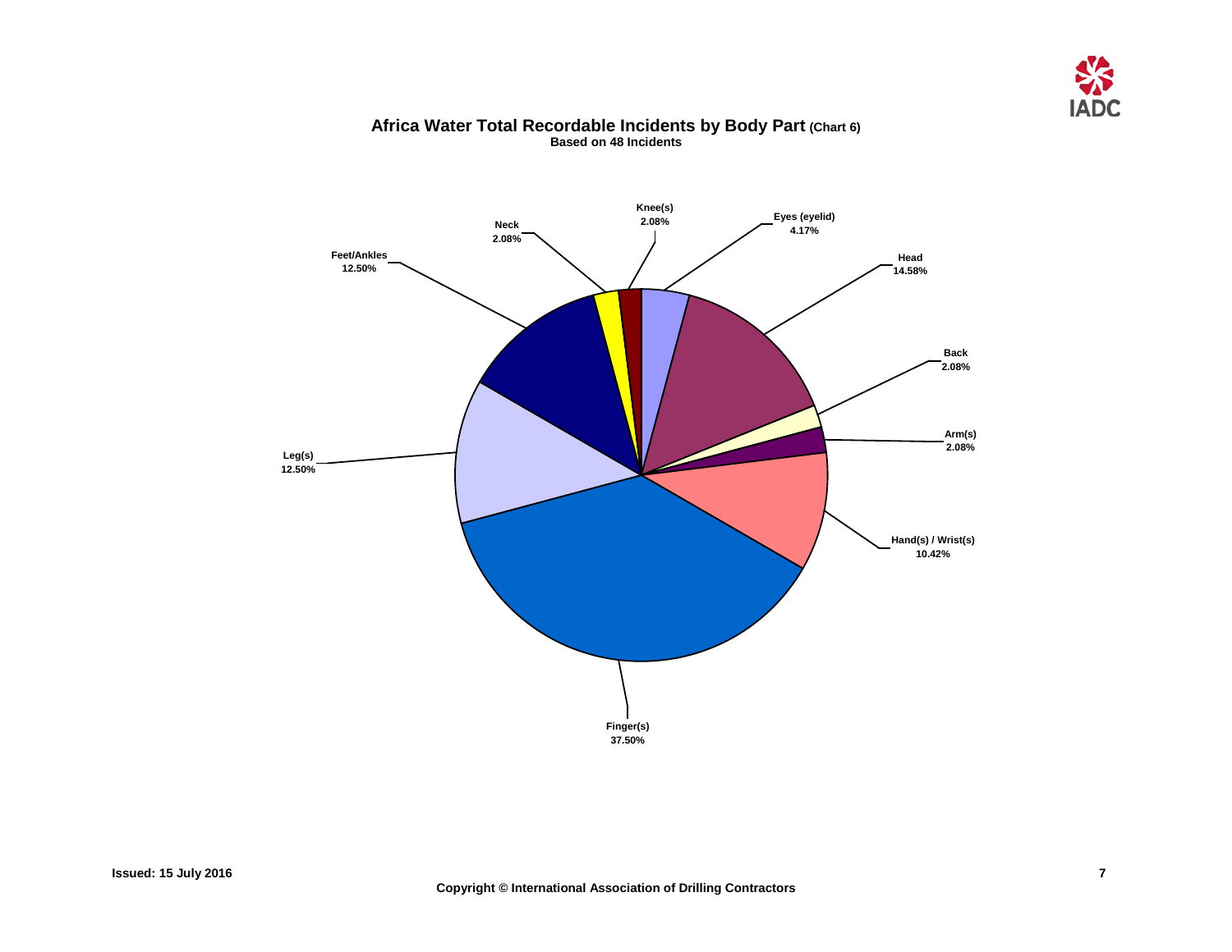## Africa Water Total Recordable Incidents by Body Part (Chart 6)

**Based on 48 Incidents**

| Body Part | Percentage |
|---|---|
| Knee(s) | 2.08% |
| Eyes (eyelid) | 4.17% |
| Head | 14.58% |
| Back | 2.08% |
| Arm(s) | 2.08% |
| Hand(s) / Wrist(s) | 10.42% |
| Finger(s) | 37.50% |
| Leg(s) | 12.50% |
| Feet/Ankles | 12.50% |
| Neck | 2.08% |

Issued: 15 July 2016

Copyright © International Association of Drilling Contractors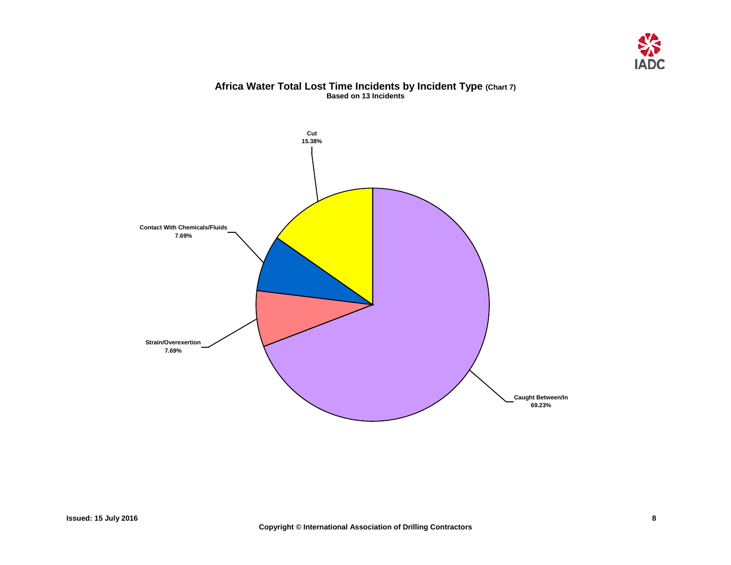## Africa Water Total Lost Time Incidents by Incident Type (Chart 7)

**Based on 13 Incidents**

Cut
15.38%

Contact With Chemicals/Fluids
7.69%

Strain/Overexertion
7.69%

Caught Between/In
69.23%

**Issued: 15 July 2016**

**Copyright © International Association of Drilling Contractors**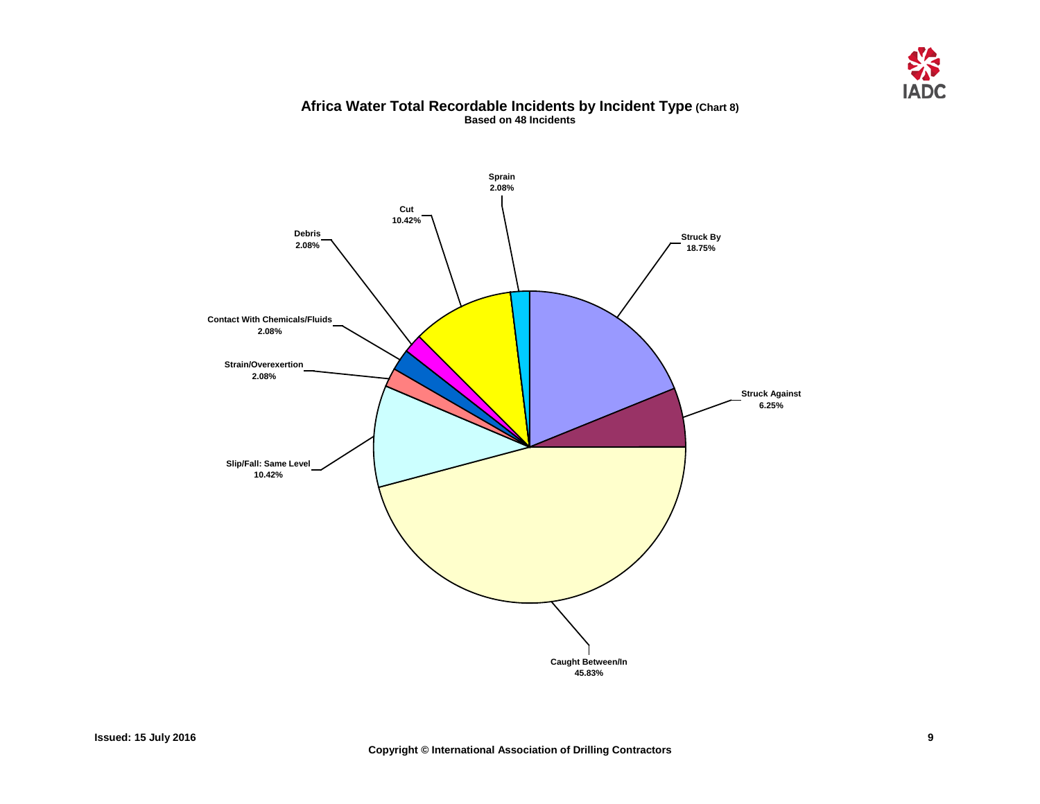# Africa Water Total Recordable Incidents by Incident Type (Chart 8)

**Based on 48 Incidents**

| Incident Type | Percentage |
| --- | --- |
| Sprain | 2.08% |
| Struck By | 18.75% |
| Struck Against | 6.25% |
| Caught Between/In | 45.83% |
| Slip/Fall: Same Level | 10.42% |
| Strain/Overexertion | 2.08% |
| Contact With Chemicals/Fluids | 2.08% |
| Debris | 2.08% |
| Cut | 10.42% |

Issued: 15 July 2016

Copyright © International Association of Drilling Contractors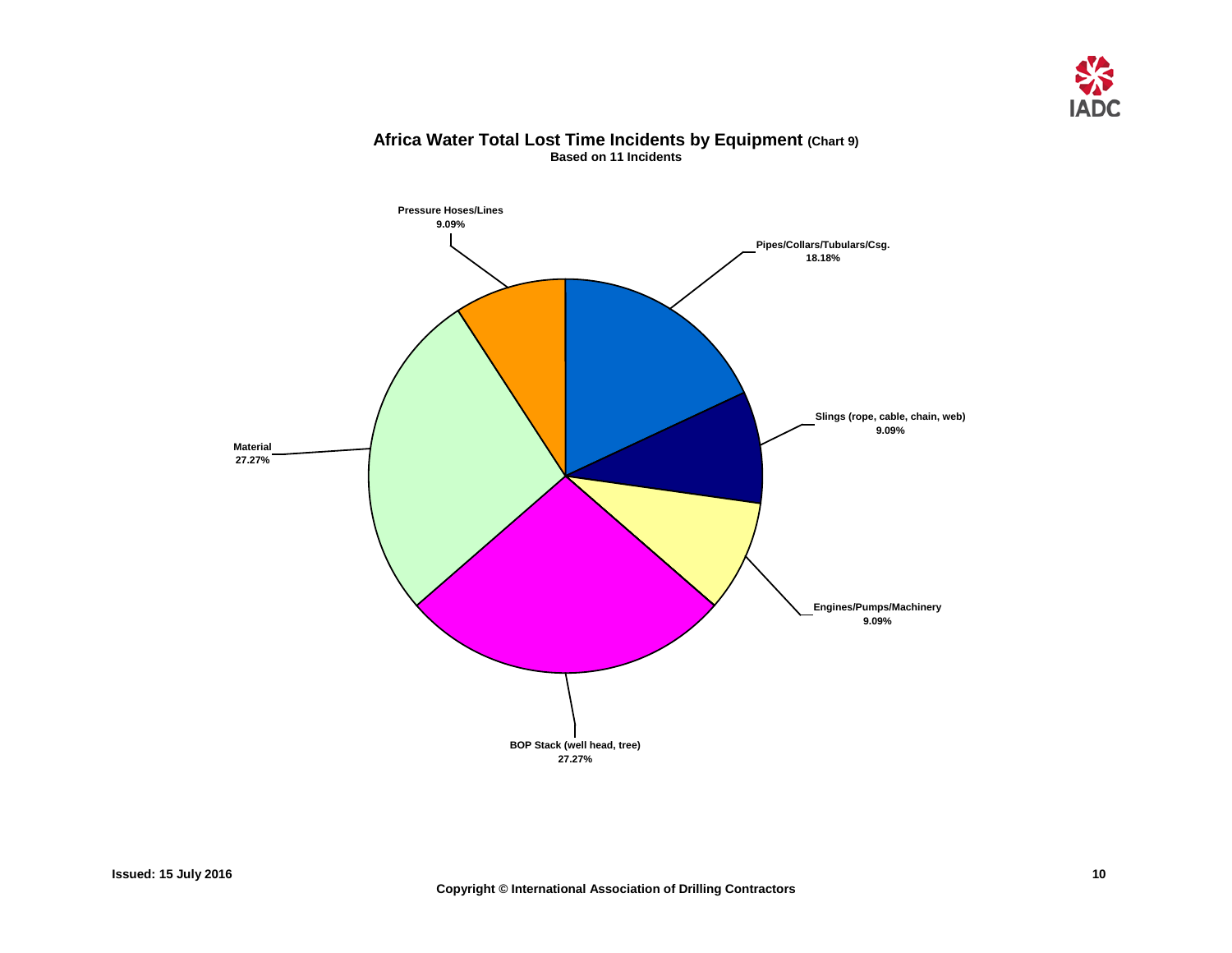## Africa Water Total Lost Time Incidents by Equipment (Chart 9)

**Based on 11 Incidents**

Pressure Hoses/Lines 9.09%

Pipes/Collars/Tubulars/Csg. 18.18%

Slings (rope, cable, chain, web) 9.09%

Engines/Pumps/Machinery 9.09%

BOP Stack (well head, tree) 27.27%

Material 27.27%

**Issued: 15 July 2016**

**Copyright © International Association of Drilling Contractors**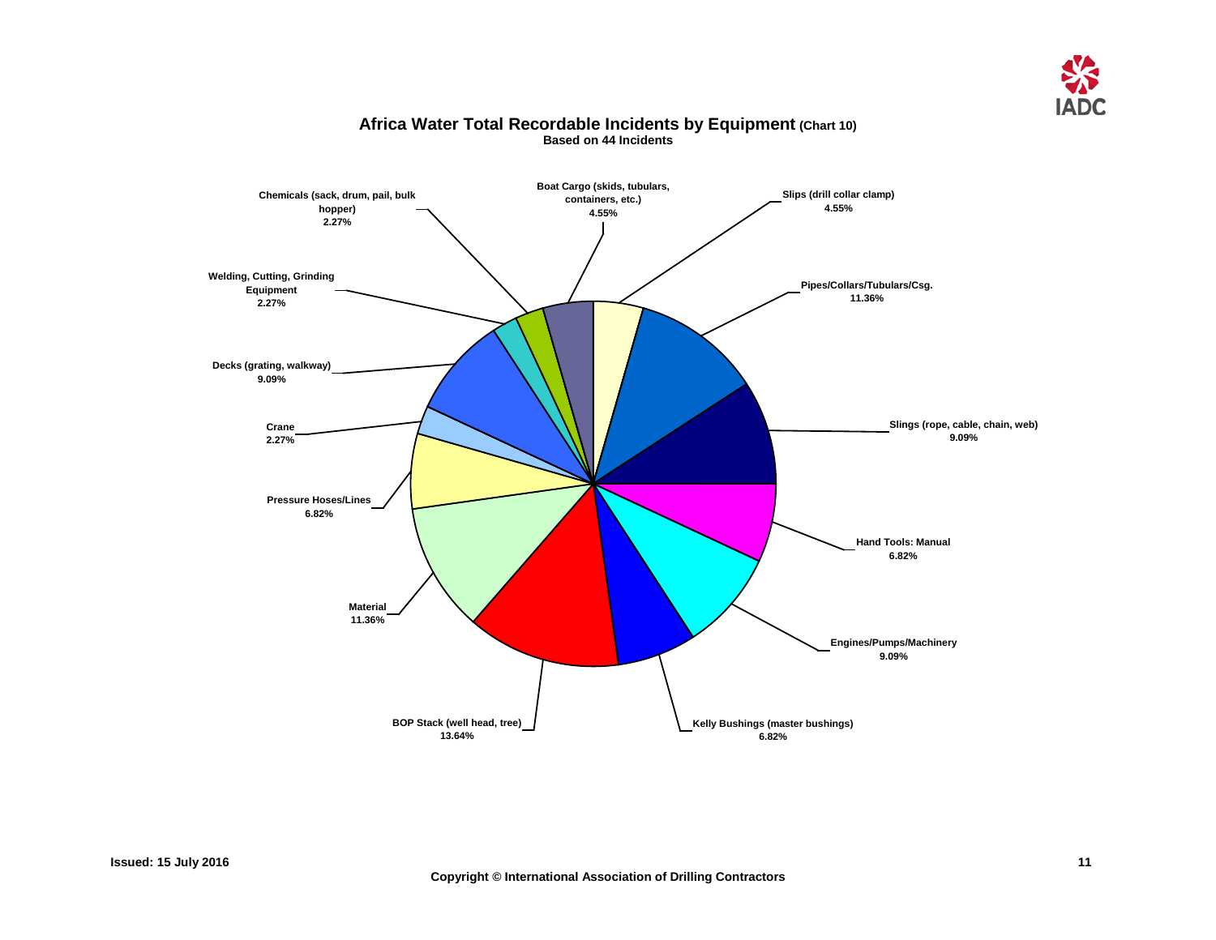# Africa Water Total Recordable Incidents by Equipment (Chart 10)

**Based on 44 Incidents**

| Equipment | Percentage |
|---|---|
| Boat Cargo (skids, tubulars, containers, etc.) | 4.55% |
| Slips (drill collar clamp) | 4.55% |
| Pipes/Collars/Tubulars/Csg. | 11.36% |
| Slings (rope, cable, chain, web) | 9.09% |
| Hand Tools: Manual | 6.82% |
| Engines/Pumps/Machinery | 9.09% |
| Kelly Bushings (master bushings) | 6.82% |
| BOP Stack (well head, tree) | 13.64% |
| Material | 11.36% |
| Pressure Hoses/Lines | 6.82% |
| Crane | 2.27% |
| Decks (grating, walkway) | 9.09% |
| Welding, Cutting, Grinding Equipment | 2.27% |
| Chemicals (sack, drum, pail, bulk hopper) | 2.27% |

Issued: 15 July 2016

Copyright © International Association of Drilling Contractors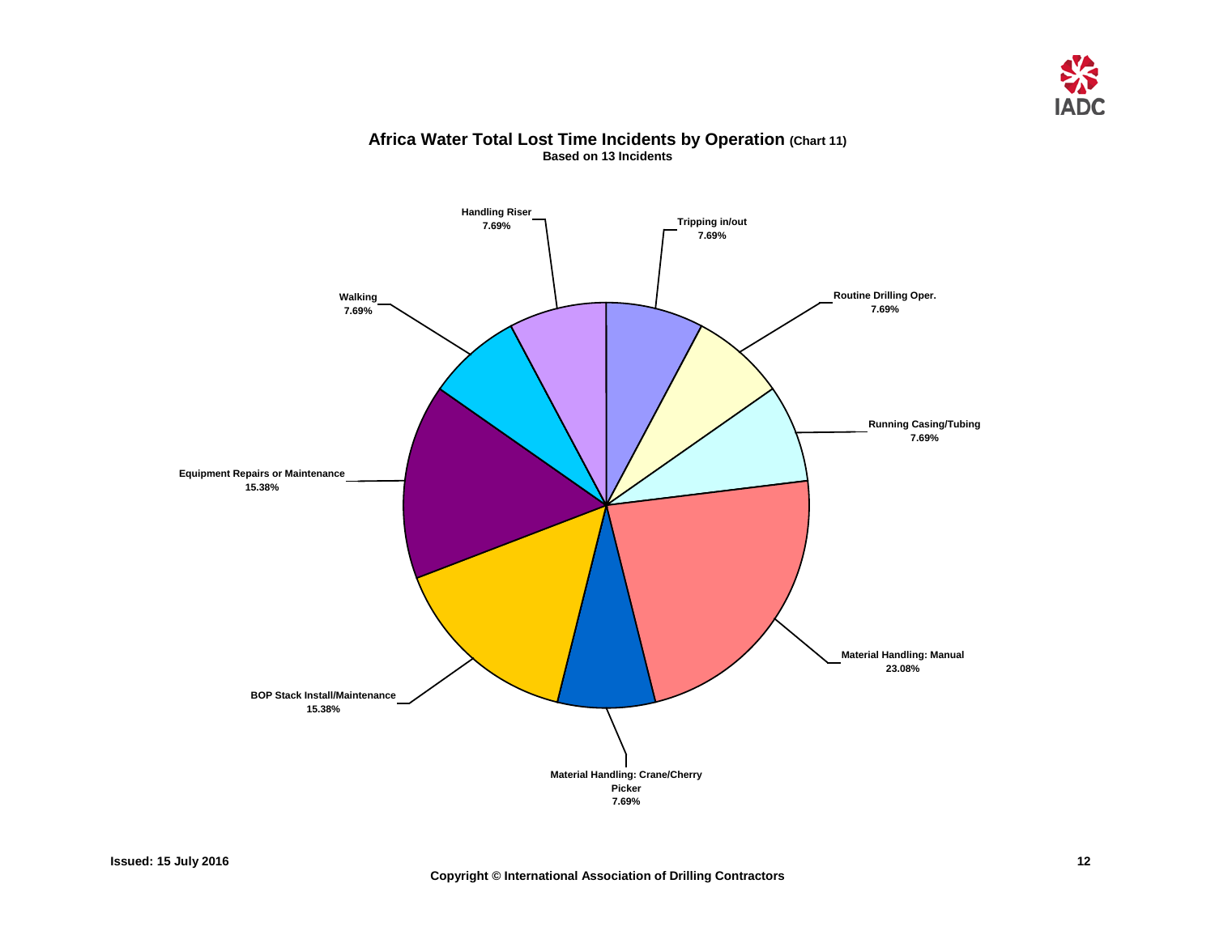## Africa Water Total Lost Time Incidents by Operation (Chart 11)

**Based on 13 Incidents**

| Operation | Percentage |
|---|---|
| Tripping in/out | 7.69% |
| Routine Drilling Oper. | 7.69% |
| Running Casing/Tubing | 7.69% |
| Material Handling: Manual | 23.08% |
| Material Handling: Crane/Cherry Picker | 7.69% |
| BOP Stack Install/Maintenance | 15.38% |
| Equipment Repairs or Maintenance | 15.38% |
| Walking | 7.69% |
| Handling Riser | 7.69% |

**Issued: 15 July 2016**

**Copyright © International Association of Drilling Contractors**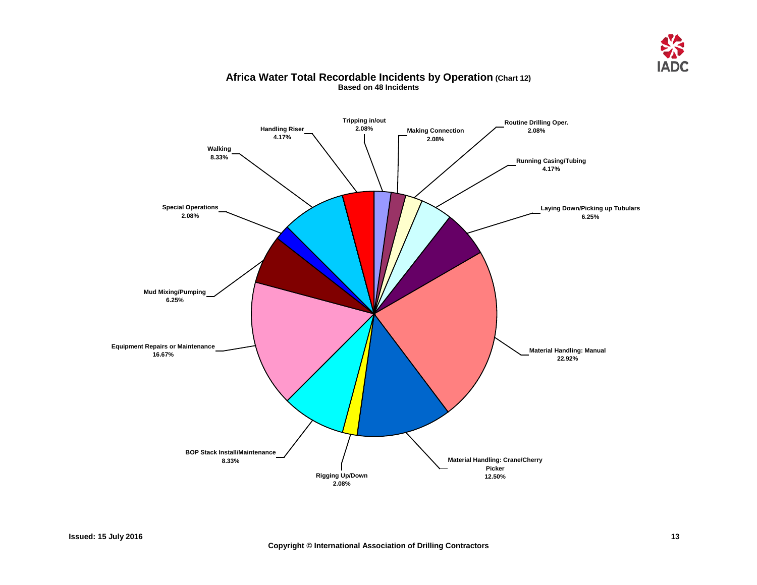# Africa Water Total Recordable Incidents by Operation (Chart 12)

**Based on 48 Incidents**

| Operation | Percentage |
| --- | --- |
| Tripping in/out | 2.08% |
| Making Connection | 2.08% |
| Routine Drilling Oper. | 2.08% |
| Running Casing/Tubing | 4.17% |
| Laying Down/Picking up Tubulars | 6.25% |
| Material Handling: Manual | 22.92% |
| Material Handling: Crane/Cherry Picker | 12.50% |
| Rigging Up/Down | 2.08% |
| BOP Stack Install/Maintenance | 8.33% |
| Equipment Repairs or Maintenance | 16.67% |
| Mud Mixing/Pumping | 6.25% |
| Special Operations | 2.08% |
| Walking | 8.33% |
| Handling Riser | 4.17% |

Issued: 15 July 2016

Copyright © International Association of Drilling Contractors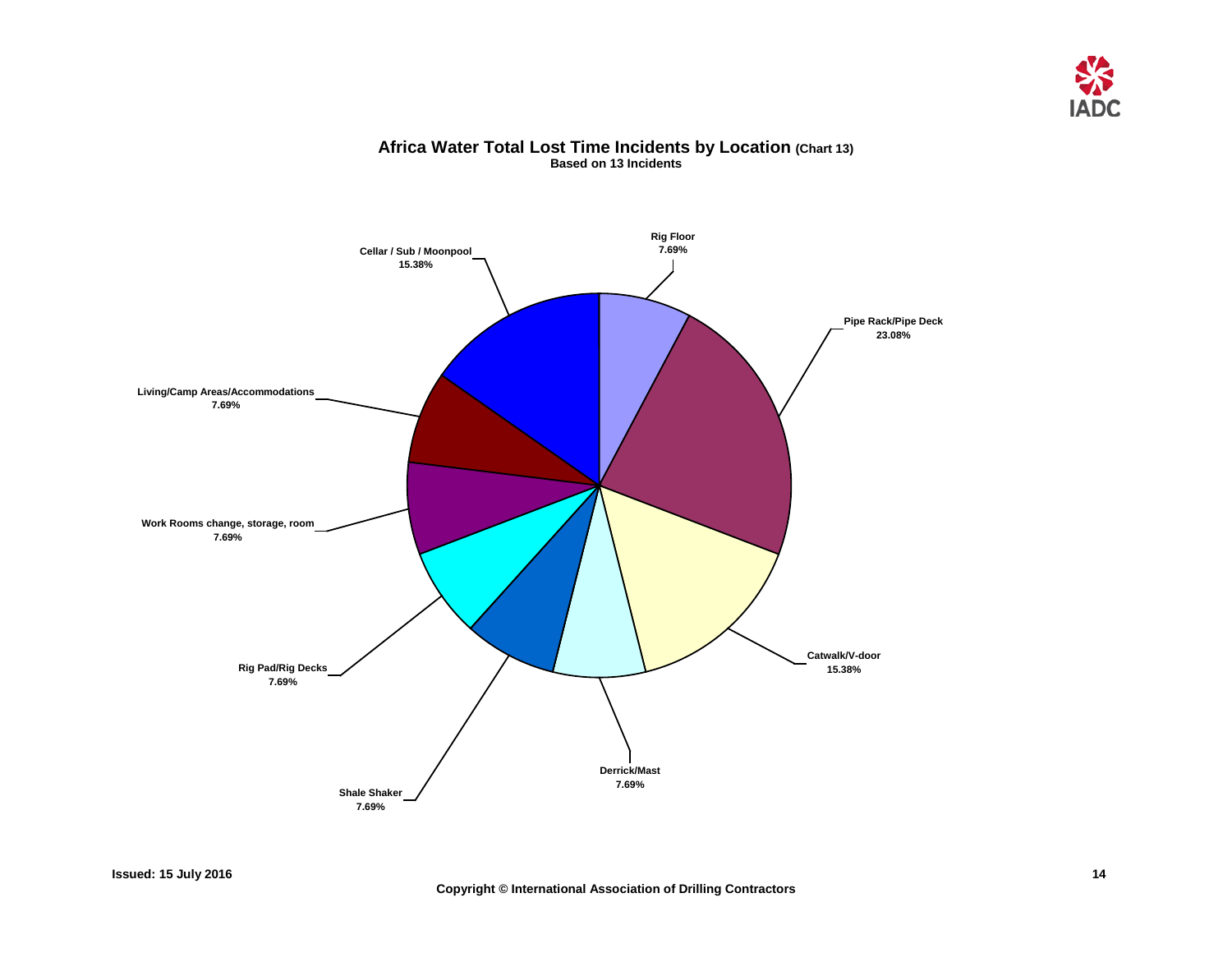## Africa Water Total Lost Time Incidents by Location (Chart 13)

**Based on 13 Incidents**

| Location | Percentage |
|---|---|
| Rig Floor | 7.69% |
| Pipe Rack/Pipe Deck | 23.08% |
| Catwalk/V-door | 15.38% |
| Derrick/Mast | 7.69% |
| Shale Shaker | 7.69% |
| Rig Pad/Rig Decks | 7.69% |
| Work Rooms change, storage, room | 7.69% |
| Living/Camp Areas/Accommodations | 7.69% |
| Cellar / Sub / Moonpool | 15.38% |

**Issued: 15 July 2016**

**Copyright © International Association of Drilling Contractors**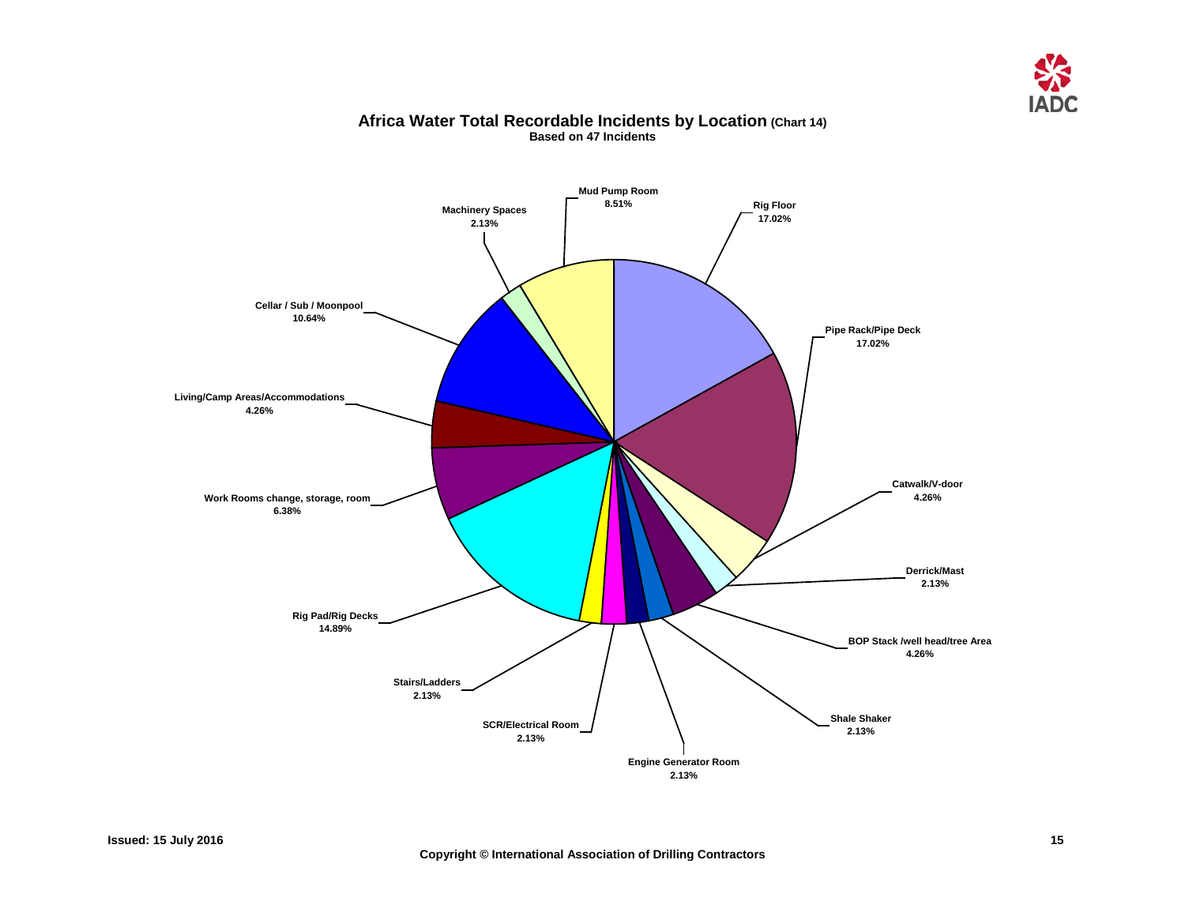# Africa Water Total Recordable Incidents by Location (Chart 14)

**Based on 47 Incidents**

| Location | Percentage |
|---|---|
| Rig Floor | 17.02% |
| Pipe Rack/Pipe Deck | 17.02% |
| Catwalk/V-door | 4.26% |
| Derrick/Mast | 2.13% |
| BOP Stack /well head/tree Area | 4.26% |
| Shale Shaker | 2.13% |
| Engine Generator Room | 2.13% |
| SCR/Electrical Room | 2.13% |
| Stairs/Ladders | 2.13% |
| Rig Pad/Rig Decks | 14.89% |
| Work Rooms change, storage, room | 6.38% |
| Living/Camp Areas/Accommodations | 4.26% |
| Cellar / Sub / Moonpool | 10.64% |
| Machinery Spaces | 2.13% |
| Mud Pump Room | 8.51% |

Issued: 15 July 2016

Copyright © International Association of Drilling Contractors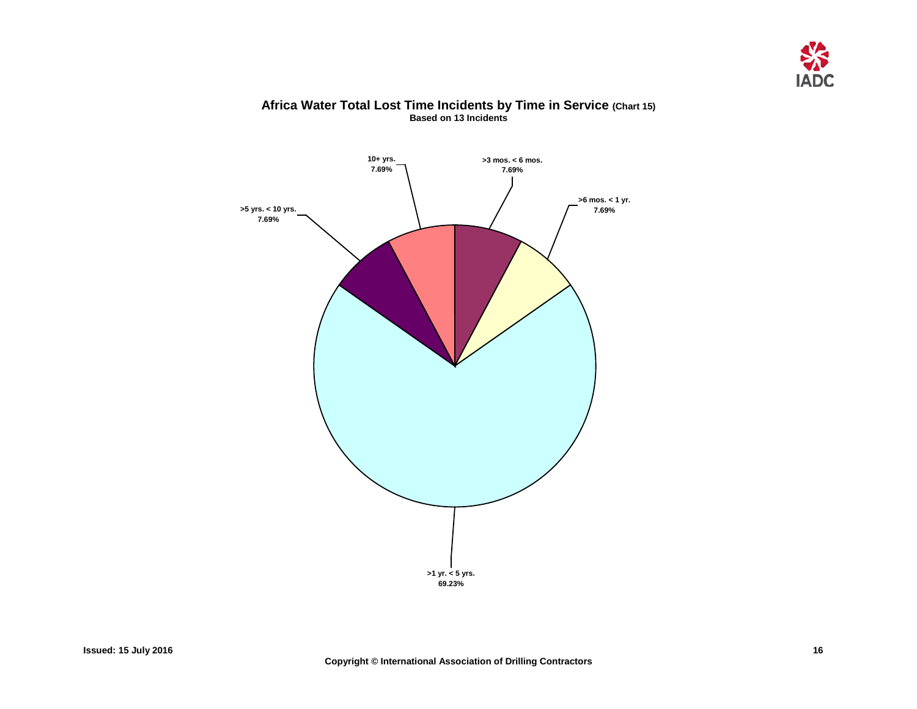## Africa Water Total Lost Time Incidents by Time in Service (Chart 15)

**Based on 13 Incidents**

10+ yrs.
7.69%

>3 mos. < 6 mos.
7.69%

>6 mos. < 1 yr.
7.69%

>5 yrs. < 10 yrs.
7.69%

>1 yr. < 5 yrs.
69.23%

**Issued: 15 July 2016**

**Copyright © International Association of Drilling Contractors**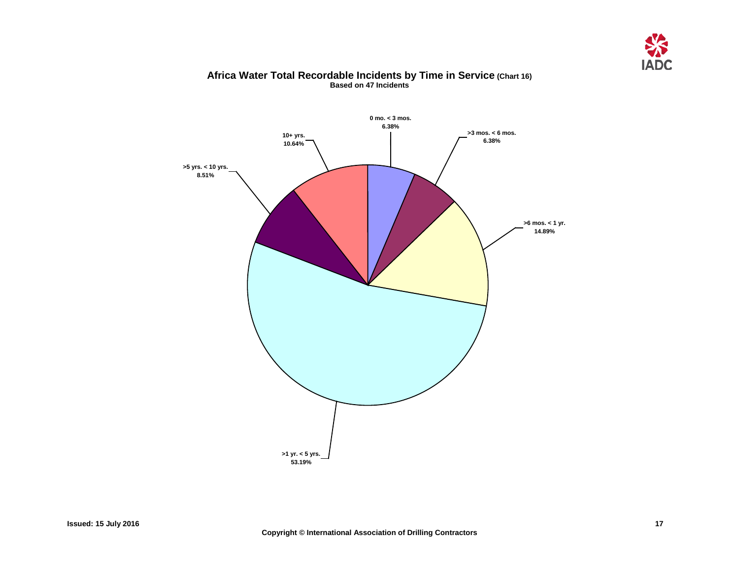## Africa Water Total Recordable Incidents by Time in Service (Chart 16)

**Based on 47 Incidents**

0 mo. < 3 mos.
6.38%

>3 mos. < 6 mos.
6.38%

>6 mos. < 1 yr.
14.89%

>1 yr. < 5 yrs.
53.19%

>5 yrs. < 10 yrs.
8.51%

10+ yrs.
10.64%

Issued: 15 July 2016

Copyright © International Association of Drilling Contractors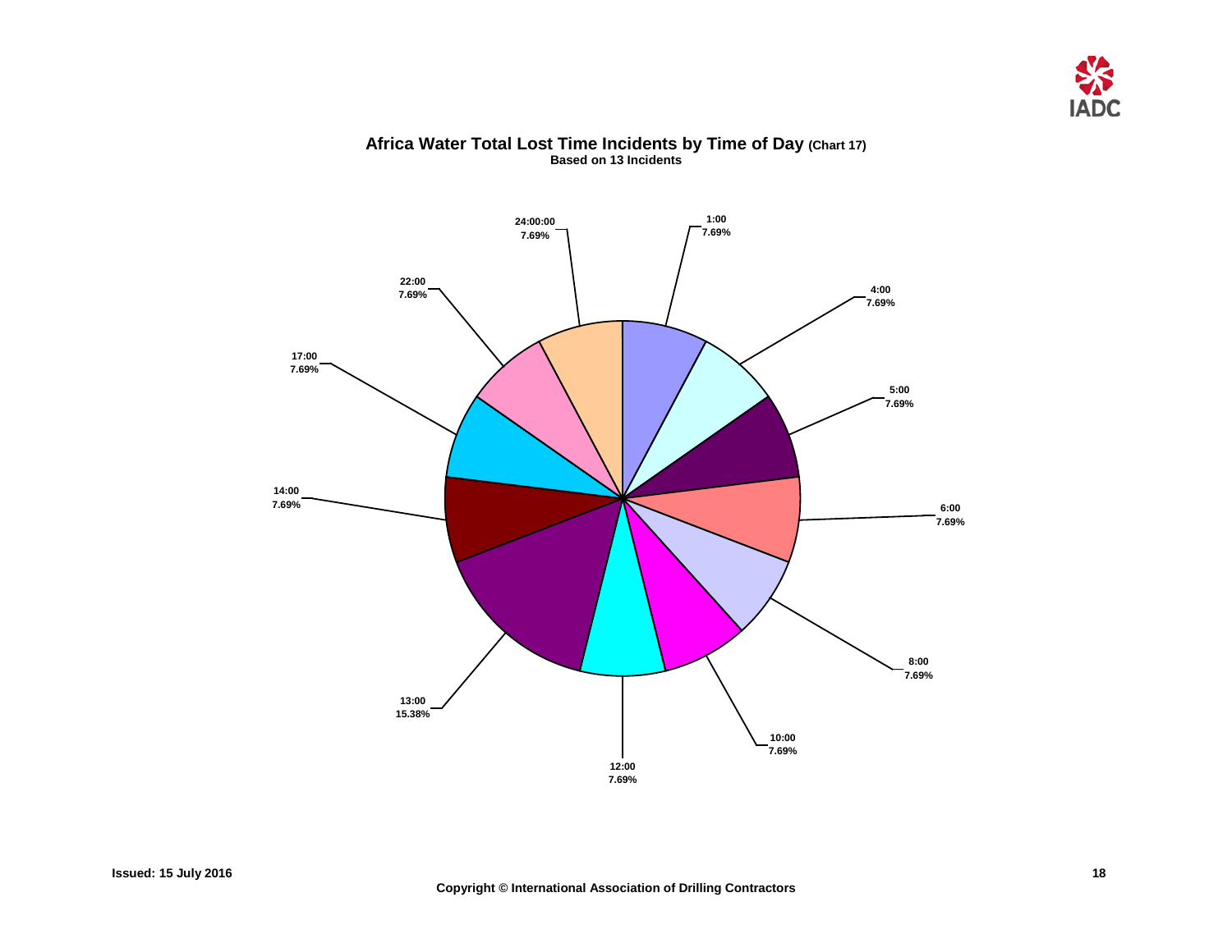## Africa Water Total Lost Time Incidents by Time of Day (Chart 17)

**Based on 13 Incidents**

| Time of Day | Percentage |
|---|---|
| 1:00 | 7.69% |
| 4:00 | 7.69% |
| 5:00 | 7.69% |
| 6:00 | 7.69% |
| 8:00 | 7.69% |
| 10:00 | 7.69% |
| 12:00 | 7.69% |
| 13:00 | 15.38% |
| 14:00 | 7.69% |
| 17:00 | 7.69% |
| 22:00 | 7.69% |
| 24:00:00 | 7.69% |

**Issued: 15 July 2016**

**Copyright © International Association of Drilling Contractors**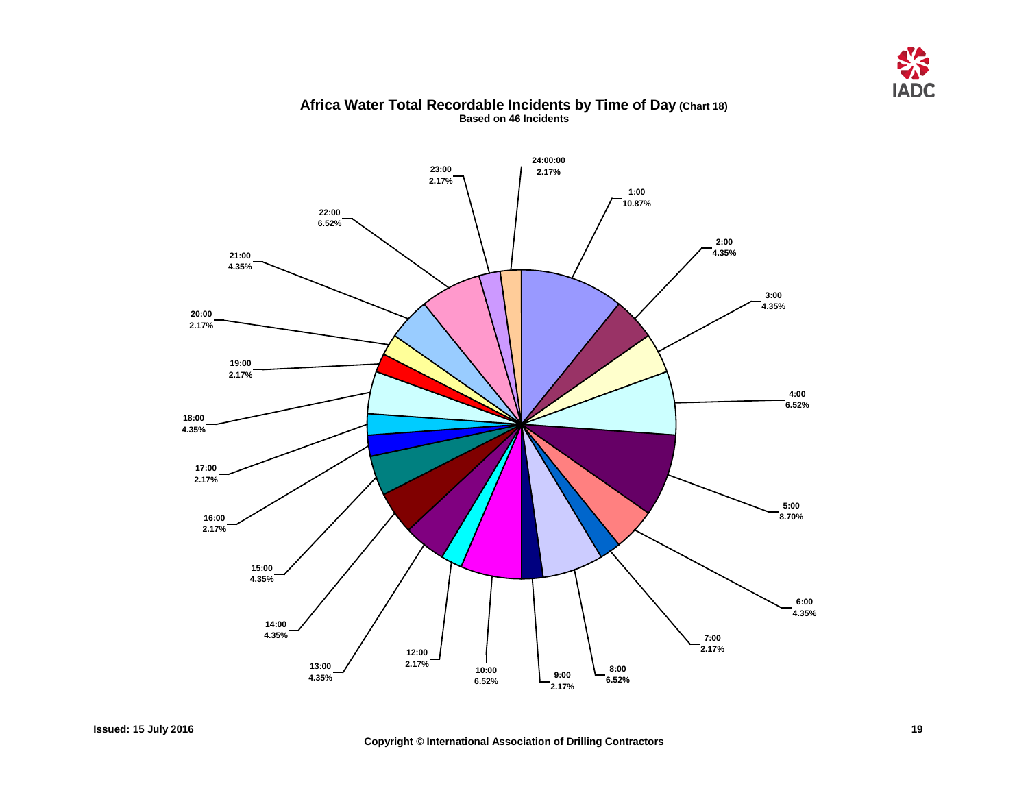## Africa Water Total Recordable Incidents by Time of Day (Chart 18)

**Based on 46 Incidents**

| Time | Percentage |
|---|---|
| 1:00 | 10.87% |
| 2:00 | 4.35% |
| 3:00 | 4.35% |
| 4:00 | 6.52% |
| 5:00 | 8.70% |
| 6:00 | 4.35% |
| 7:00 | 2.17% |
| 8:00 | 6.52% |
| 9:00 | 2.17% |
| 10:00 | 6.52% |
| 12:00 | 2.17% |
| 13:00 | 4.35% |
| 14:00 | 4.35% |
| 15:00 | 4.35% |
| 16:00 | 2.17% |
| 17:00 | 2.17% |
| 18:00 | 4.35% |
| 19:00 | 2.17% |
| 20:00 | 2.17% |
| 21:00 | 4.35% |
| 22:00 | 6.52% |
| 23:00 | 2.17% |
| 24:00:00 | 2.17% |

Issued: 15 July 2016

Copyright © International Association of Drilling Contractors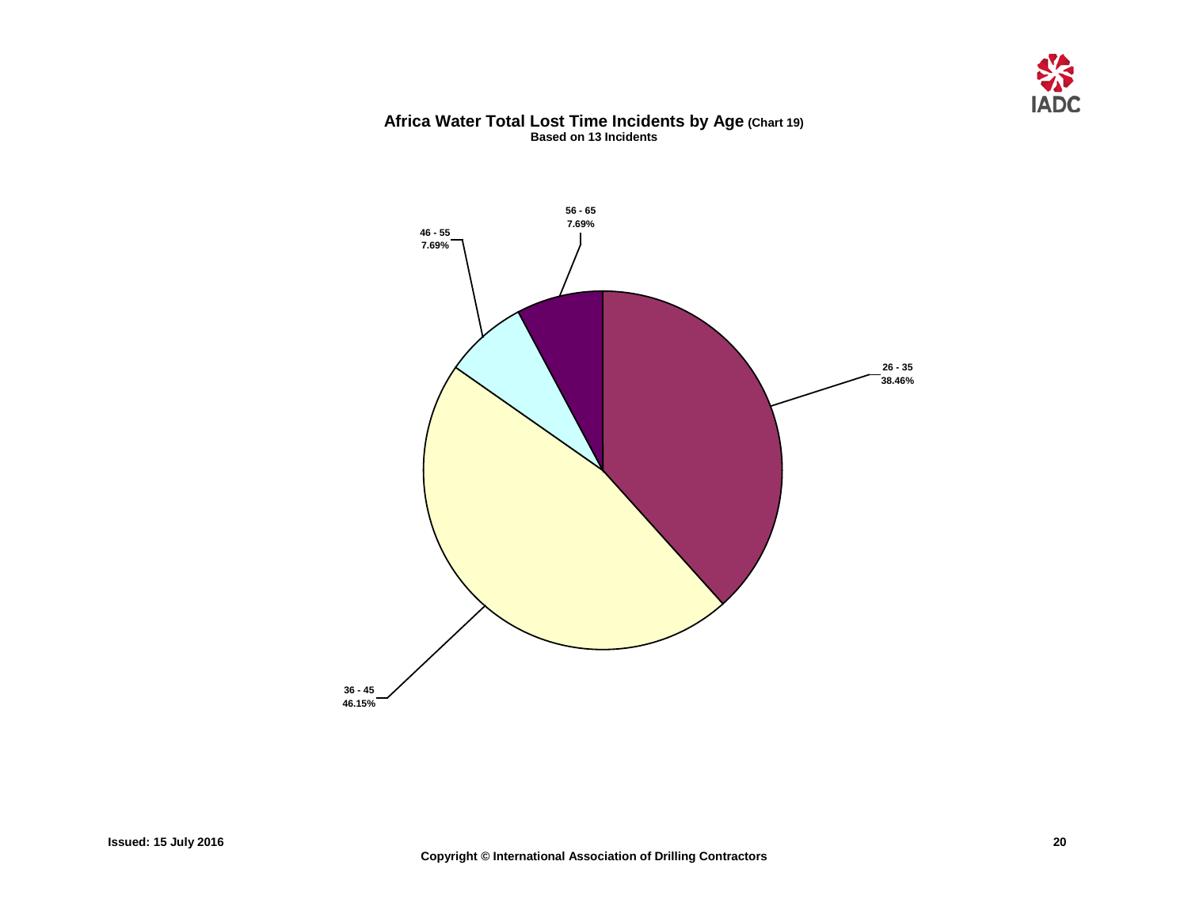## Africa Water Total Lost Time Incidents by Age (Chart 19)

**Based on 13 Incidents**

| Age | Percentage |
|---|---|
| 26 - 35 | 38.46% |
| 36 - 45 | 46.15% |
| 46 - 55 | 7.69% |
| 56 - 65 | 7.69% |

**Issued: 15 July 2016**

**Copyright © International Association of Drilling Contractors**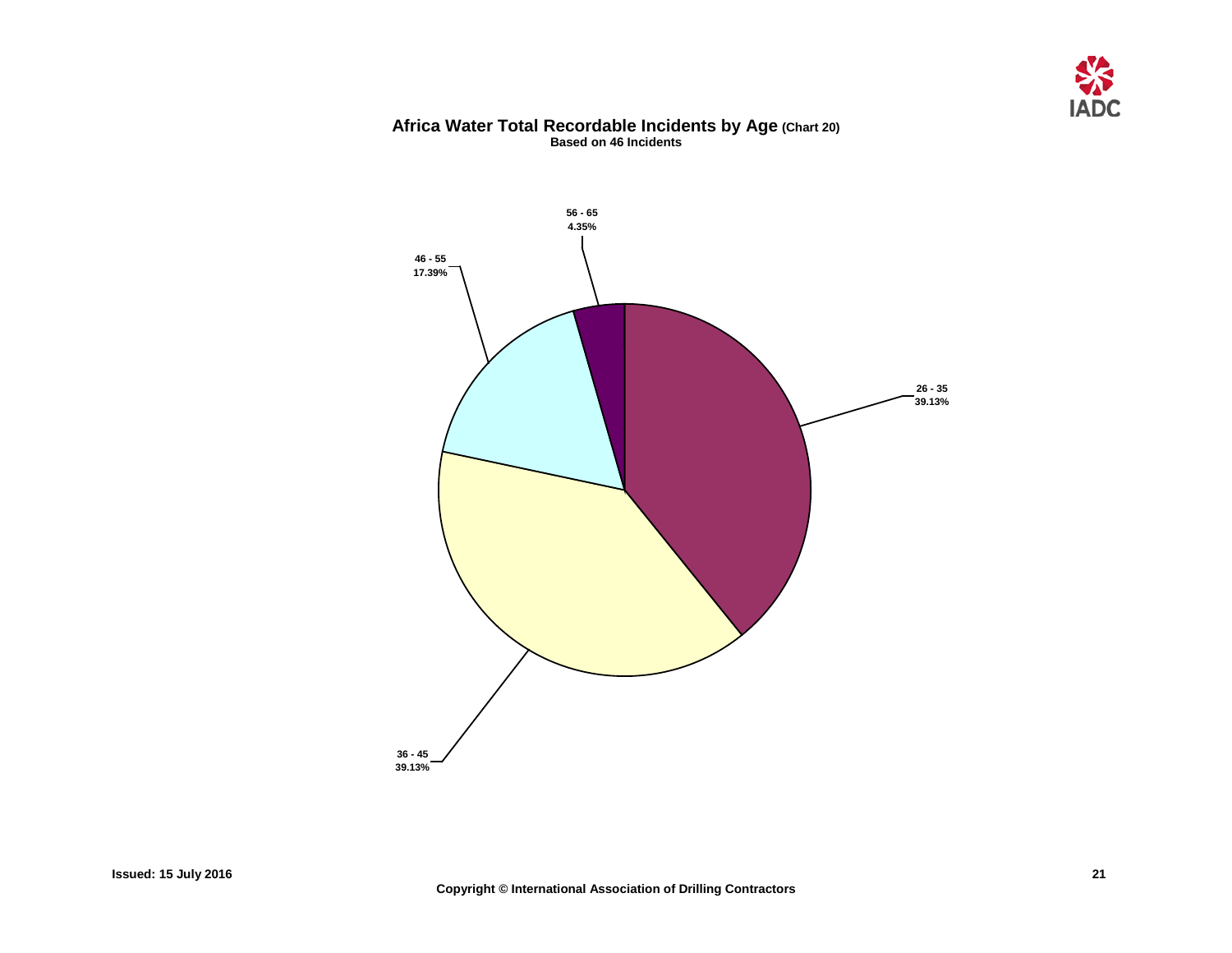# Africa Water Total Recordable Incidents by Age (Chart 20)

**Based on 46 Incidents**

56 - 65
4.35%

46 - 55
17.39%

26 - 35
39.13%

36 - 45
39.13%

Issued: 15 July 2016

Copyright © International Association of Drilling Contractors